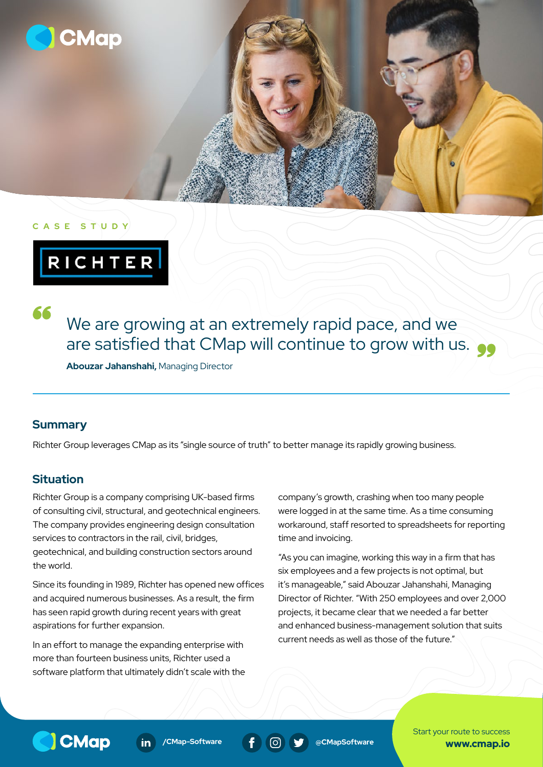CASE STUDY

RICHTER

> We are growing at an extremely rapid pace, and we are satisfied that CMap will continue to grow with us.
>
> **Abouzar Jahanshahi,** Managing Director

## Summary

Richter Group leverages CMap as its "single source of truth" to better manage its rapidly growing business.

## Situation

Richter Group is a company comprising UK-based firms of consulting civil, structural, and geotechnical engineers. The company provides engineering design consultation services to contractors in the rail, civil, bridges, geotechnical, and building construction sectors around the world.

Since its founding in 1989, Richter has opened new offices and acquired numerous businesses. As a result, the firm has seen rapid growth during recent years with great aspirations for further expansion.

In an effort to manage the expanding enterprise with more than fourteen business units, Richter used a software platform that ultimately didn't scale with the company's growth, crashing when too many people were logged in at the same time. As a time consuming workaround, staff resorted to spreadsheets for reporting time and invoicing.

"As you can imagine, working this way in a firm that has six employees and a few projects is not optimal, but it's manageable," said Abouzar Jahanshahi, Managing Director of Richter. "With 250 employees and over 2,000 projects, it became clear that we needed a far better and enhanced business-management solution that suits current needs as well as those of the future."

CMap | /CMap-Software | @CMapSoftware

Start your route to success **www.cmap.io**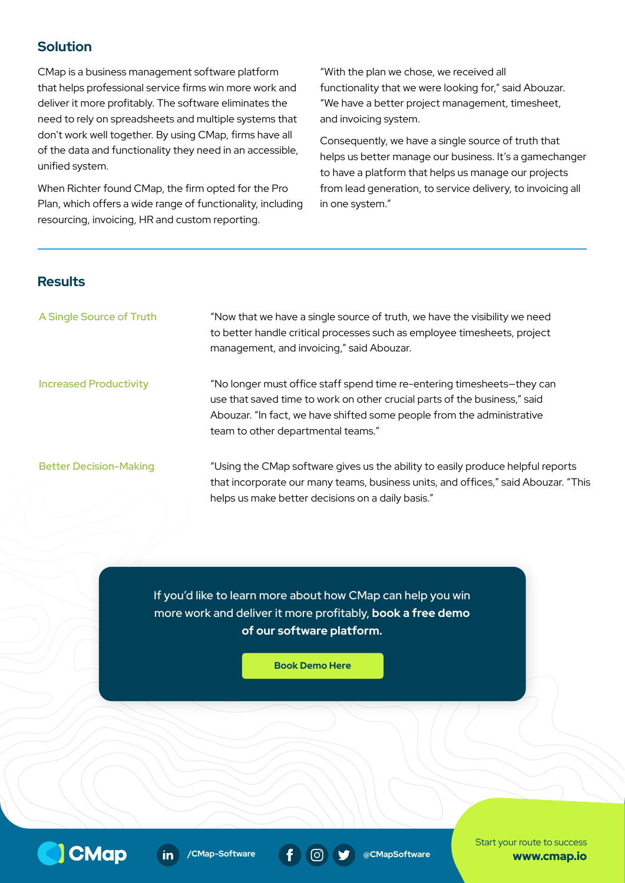## Solution

CMap is a business management software platform that helps professional service firms win more work and deliver it more profitably. The software eliminates the need to rely on spreadsheets and multiple systems that don't work well together. By using CMap, firms have all of the data and functionality they need in an accessible, unified system.

When Richter found CMap, the firm opted for the Pro Plan, which offers a wide range of functionality, including resourcing, invoicing, HR and custom reporting.

"With the plan we chose, we received all functionality that we were looking for," said Abouzar. "We have a better project management, timesheet, and invoicing system.

Consequently, we have a single source of truth that helps us better manage our business. It's a gamechanger to have a platform that helps us manage our projects from lead generation, to service delivery, to invoicing all in one system."

## Results

### A Single Source of Truth

"Now that we have a single source of truth, we have the visibility we need to better handle critical processes such as employee timesheets, project management, and invoicing," said Abouzar.

### Increased Productivity

"No longer must office staff spend time re-entering timesheets—they can use that saved time to work on other crucial parts of the business," said Abouzar. "In fact, we have shifted some people from the administrative team to other departmental teams."

### Better Decision-Making

"Using the CMap software gives us the ability to easily produce helpful reports that incorporate our many teams, business units, and offices," said Abouzar. "This helps us make better decisions on a daily basis."

If you'd like to learn more about how CMap can help you win more work and deliver it more profitably, **book a free demo of our software platform.**

**Book Demo Here**

CMap

/CMap-Software

@CMapSoftware

Start your route to success
**www.cmap.io**